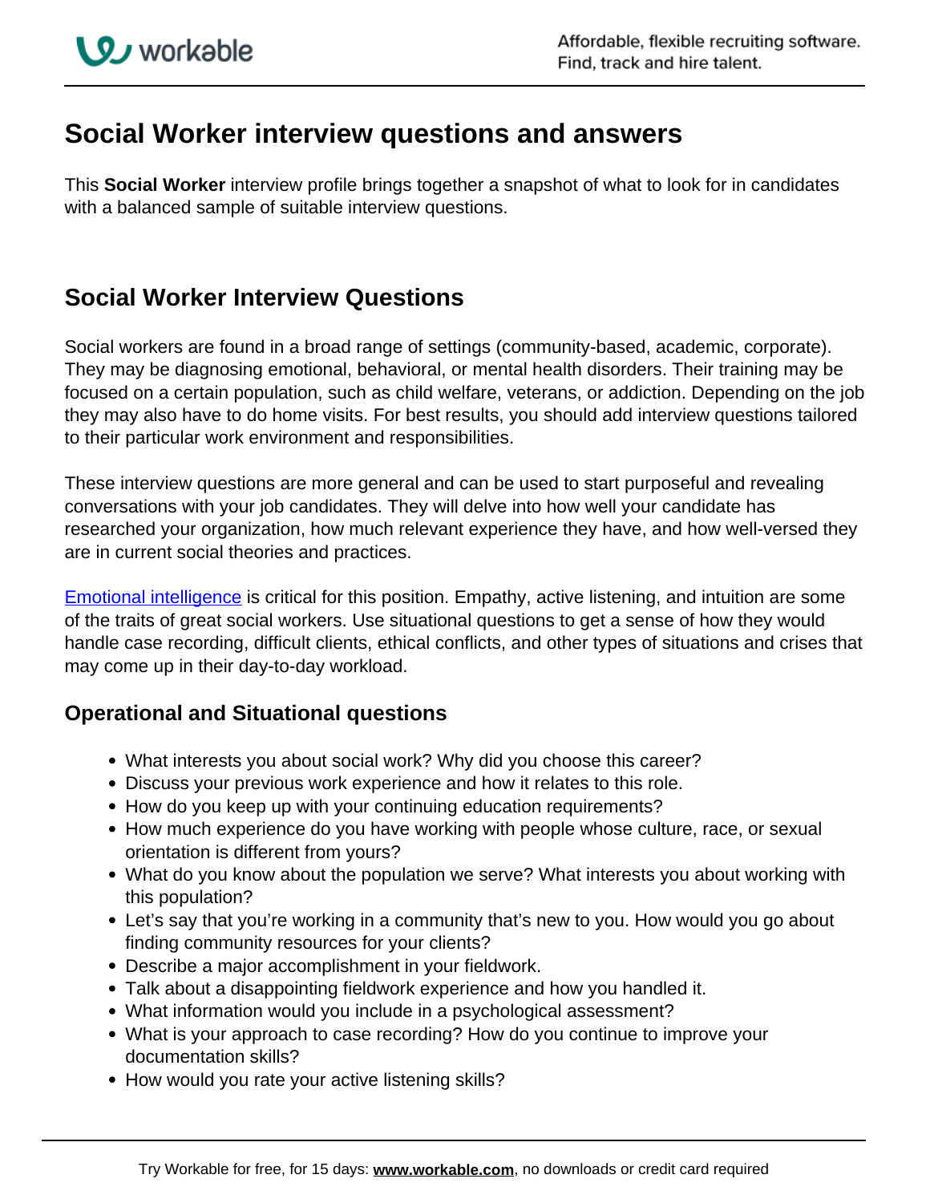# Social Worker interview questions and answers

This **Social Worker** interview profile brings together a snapshot of what to look for in candidates with a balanced sample of suitable interview questions.

## Social Worker Interview Questions

Social workers are found in a broad range of settings (community-based, academic, corporate). They may be diagnosing emotional, behavioral, or mental health disorders. Their training may be focused on a certain population, such as child welfare, veterans, or addiction. Depending on the job they may also have to do home visits. For best results, you should add interview questions tailored to their particular work environment and responsibilities.

These interview questions are more general and can be used to start purposeful and revealing conversations with your job candidates. They will delve into how well your candidate has researched your organization, how much relevant experience they have, and how well-versed they are in current social theories and practices.

Emotional intelligence is critical for this position. Empathy, active listening, and intuition are some of the traits of great social workers. Use situational questions to get a sense of how they would handle case recording, difficult clients, ethical conflicts, and other types of situations and crises that may come up in their day-to-day workload.

### Operational and Situational questions

- What interests you about social work? Why did you choose this career?
- Discuss your previous work experience and how it relates to this role.
- How do you keep up with your continuing education requirements?
- How much experience do you have working with people whose culture, race, or sexual orientation is different from yours?
- What do you know about the population we serve? What interests you about working with this population?
- Let's say that you're working in a community that's new to you. How would you go about finding community resources for your clients?
- Describe a major accomplishment in your fieldwork.
- Talk about a disappointing fieldwork experience and how you handled it.
- What information would you include in a psychological assessment?
- What is your approach to case recording? How do you continue to improve your documentation skills?
- How would you rate your active listening skills?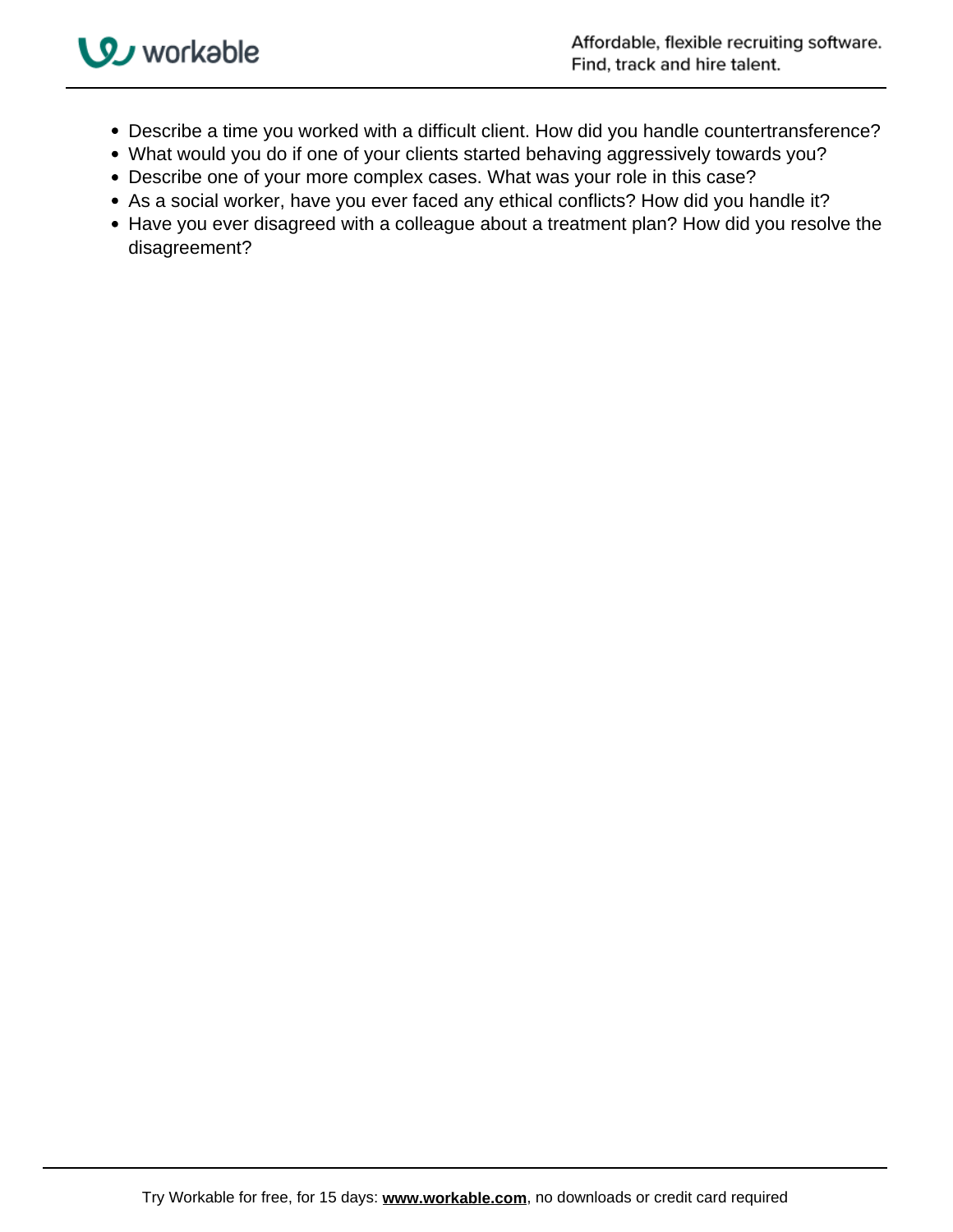- Describe a time you worked with a difficult client. How did you handle countertransference?
- What would you do if one of your clients started behaving aggressively towards you?
- Describe one of your more complex cases. What was your role in this case?
- As a social worker, have you ever faced any ethical conflicts? How did you handle it?
- Have you ever disagreed with a colleague about a treatment plan? How did you resolve the disagreement?